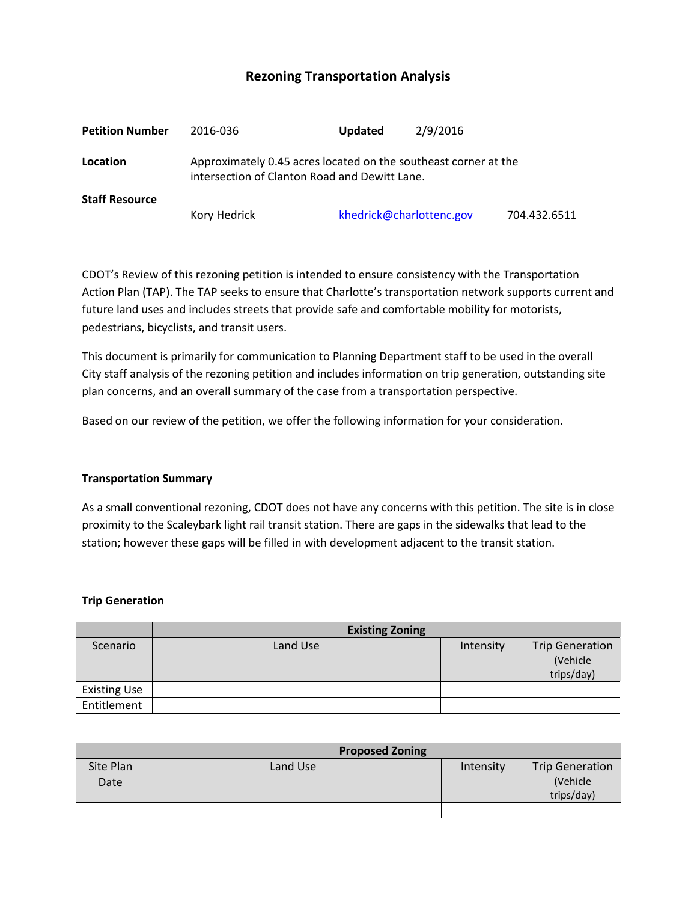# Rezoning Transportation Analysis

| | | | |
|---|---|---|---|
| **Petition Number** | 2016-036 | **Updated** | 2/9/2016 |
| **Location** | Approximately 0.45 acres located on the southeast corner at the intersection of Clanton Road and Dewitt Lane. | | |
| **Staff Resource** | Kory Hedrick | khedrick@charlottenc.gov | 704.432.6511 |

CDOT's Review of this rezoning petition is intended to ensure consistency with the Transportation Action Plan (TAP). The TAP seeks to ensure that Charlotte's transportation network supports current and future land uses and includes streets that provide safe and comfortable mobility for motorists, pedestrians, bicyclists, and transit users.

This document is primarily for communication to Planning Department staff to be used in the overall City staff analysis of the rezoning petition and includes information on trip generation, outstanding site plan concerns, and an overall summary of the case from a transportation perspective.

Based on our review of the petition, we offer the following information for your consideration.

### Transportation Summary

As a small conventional rezoning, CDOT does not have any concerns with this petition. The site is in close proximity to the Scaleybark light rail transit station. There are gaps in the sidewalks that lead to the station; however these gaps will be filled in with development adjacent to the transit station.

### Trip Generation

| | **Existing Zoning** | | |
|---|---|---|---|
| Scenario | Land Use | Intensity | Trip Generation (Vehicle trips/day) |
| Existing Use | | | |
| Entitlement | | | |

| | **Proposed Zoning** | | |
|---|---|---|---|
| Site Plan Date | Land Use | Intensity | Trip Generation (Vehicle trips/day) |
| | | | |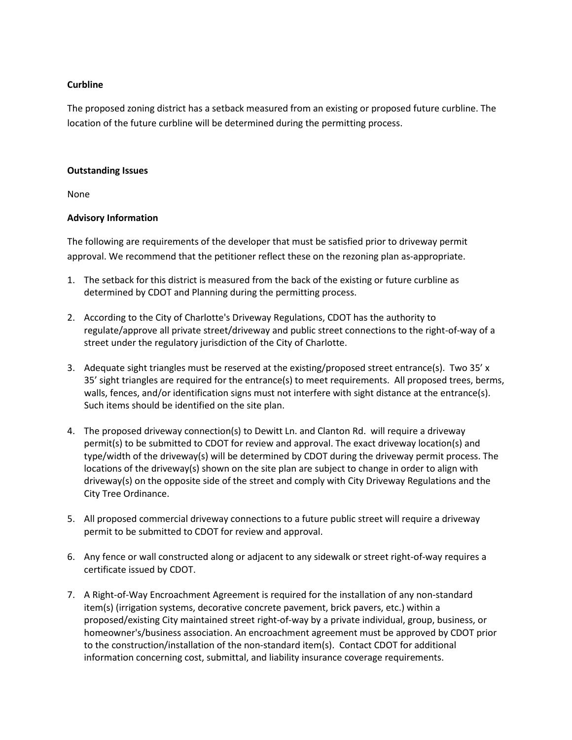**Curbline**

The proposed zoning district has a setback measured from an existing or proposed future curbline. The location of the future curbline will be determined during the permitting process.

**Outstanding Issues**

None

**Advisory Information**

The following are requirements of the developer that must be satisfied prior to driveway permit approval. We recommend that the petitioner reflect these on the rezoning plan as-appropriate.

1. The setback for this district is measured from the back of the existing or future curbline as determined by CDOT and Planning during the permitting process.

2. According to the City of Charlotte's Driveway Regulations, CDOT has the authority to regulate/approve all private street/driveway and public street connections to the right-of-way of a street under the regulatory jurisdiction of the City of Charlotte.

3. Adequate sight triangles must be reserved at the existing/proposed street entrance(s). Two 35' x 35' sight triangles are required for the entrance(s) to meet requirements. All proposed trees, berms, walls, fences, and/or identification signs must not interfere with sight distance at the entrance(s). Such items should be identified on the site plan.

4. The proposed driveway connection(s) to Dewitt Ln. and Clanton Rd. will require a driveway permit(s) to be submitted to CDOT for review and approval. The exact driveway location(s) and type/width of the driveway(s) will be determined by CDOT during the driveway permit process. The locations of the driveway(s) shown on the site plan are subject to change in order to align with driveway(s) on the opposite side of the street and comply with City Driveway Regulations and the City Tree Ordinance.

5. All proposed commercial driveway connections to a future public street will require a driveway permit to be submitted to CDOT for review and approval.

6. Any fence or wall constructed along or adjacent to any sidewalk or street right-of-way requires a certificate issued by CDOT.

7. A Right-of-Way Encroachment Agreement is required for the installation of any non-standard item(s) (irrigation systems, decorative concrete pavement, brick pavers, etc.) within a proposed/existing City maintained street right-of-way by a private individual, group, business, or homeowner's/business association. An encroachment agreement must be approved by CDOT prior to the construction/installation of the non-standard item(s). Contact CDOT for additional information concerning cost, submittal, and liability insurance coverage requirements.